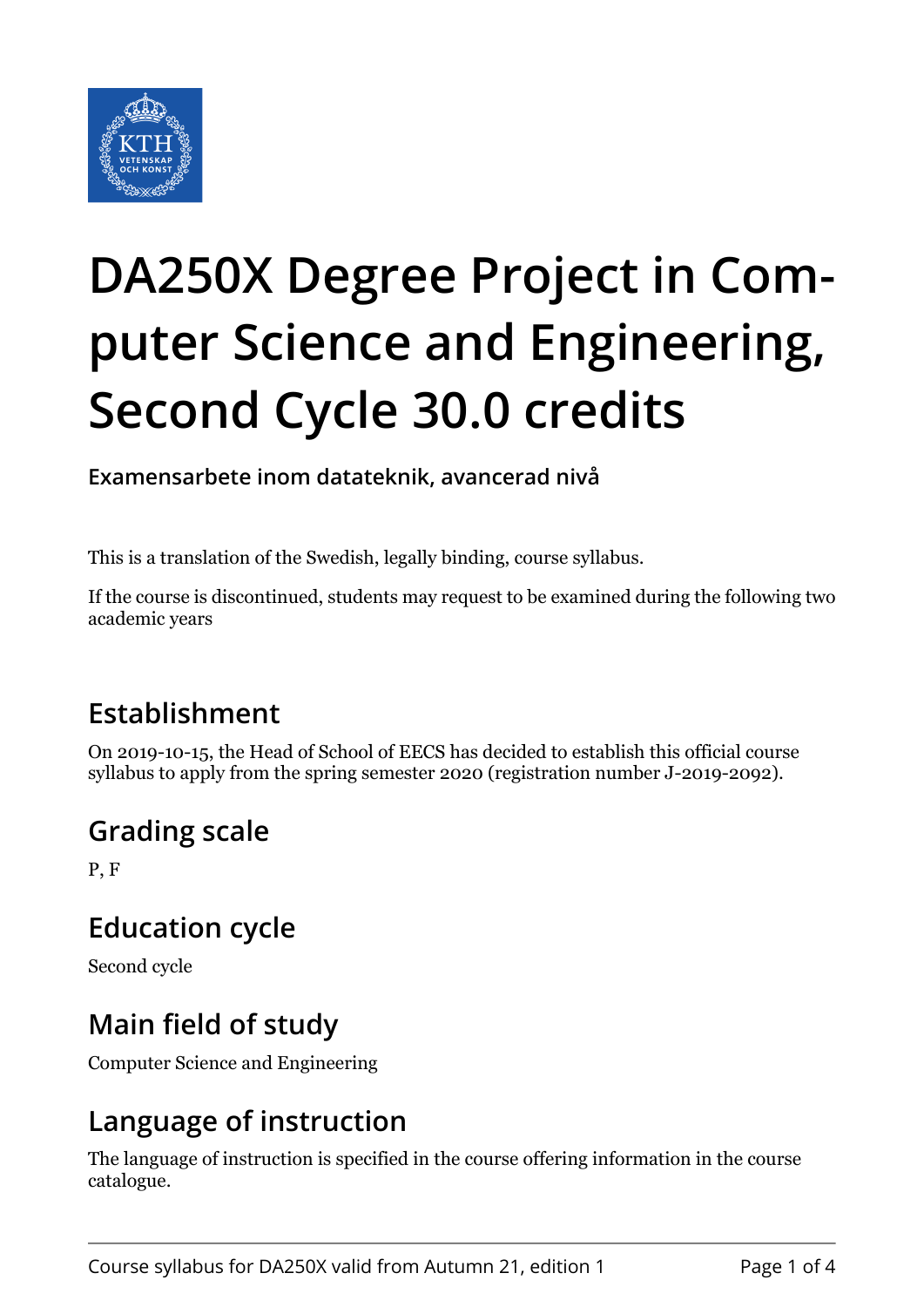# DA250X Degree Project in Computer Science and Engineering, Second Cycle 30.0 credits

**Examensarbete inom datateknik, avancerad nivå**

This is a translation of the Swedish, legally binding, course syllabus.

If the course is discontinued, students may request to be examined during the following two academic years

## Establishment

On 2019-10-15, the Head of School of EECS has decided to establish this official course syllabus to apply from the spring semester 2020 (registration number J-2019-2092).

## Grading scale

P, F

## Education cycle

Second cycle

## Main field of study

Computer Science and Engineering

## Language of instruction

The language of instruction is specified in the course offering information in the course catalogue.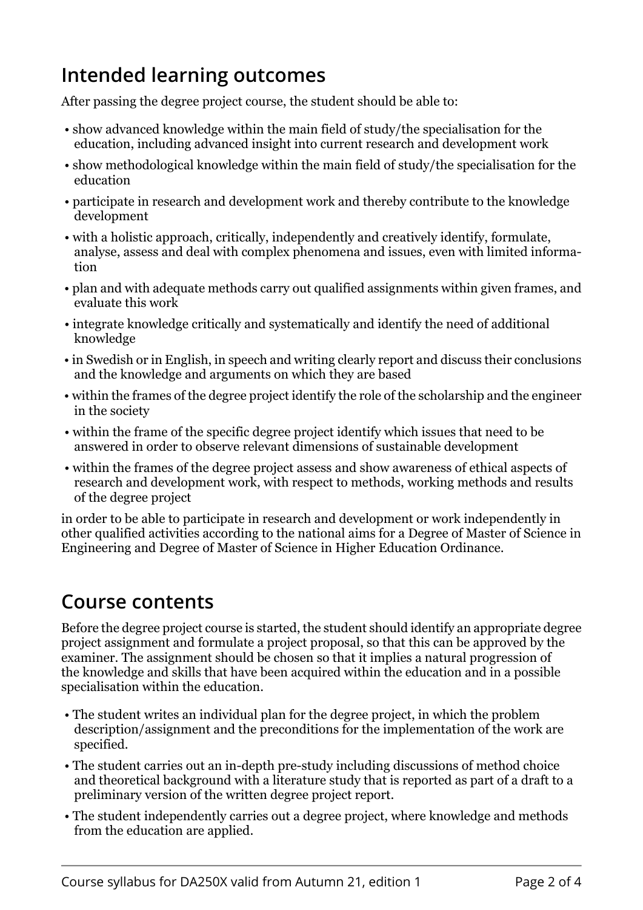## Intended learning outcomes

After passing the degree project course, the student should be able to:

- show advanced knowledge within the main field of study/the specialisation for the education, including advanced insight into current research and development work
- show methodological knowledge within the main field of study/the specialisation for the education
- participate in research and development work and thereby contribute to the knowledge development
- with a holistic approach, critically, independently and creatively identify, formulate, analyse, assess and deal with complex phenomena and issues, even with limited information
- plan and with adequate methods carry out qualified assignments within given frames, and evaluate this work
- integrate knowledge critically and systematically and identify the need of additional knowledge
- in Swedish or in English, in speech and writing clearly report and discuss their conclusions and the knowledge and arguments on which they are based
- within the frames of the degree project identify the role of the scholarship and the engineer in the society
- within the frame of the specific degree project identify which issues that need to be answered in order to observe relevant dimensions of sustainable development
- within the frames of the degree project assess and show awareness of ethical aspects of research and development work, with respect to methods, working methods and results of the degree project

in order to be able to participate in research and development or work independently in other qualified activities according to the national aims for a Degree of Master of Science in Engineering and Degree of Master of Science in Higher Education Ordinance.

## Course contents

Before the degree project course is started, the student should identify an appropriate degree project assignment and formulate a project proposal, so that this can be approved by the examiner. The assignment should be chosen so that it implies a natural progression of the knowledge and skills that have been acquired within the education and in a possible specialisation within the education.

- The student writes an individual plan for the degree project, in which the problem description/assignment and the preconditions for the implementation of the work are specified.
- The student carries out an in-depth pre-study including discussions of method choice and theoretical background with a literature study that is reported as part of a draft to a preliminary version of the written degree project report.
- The student independently carries out a degree project, where knowledge and methods from the education are applied.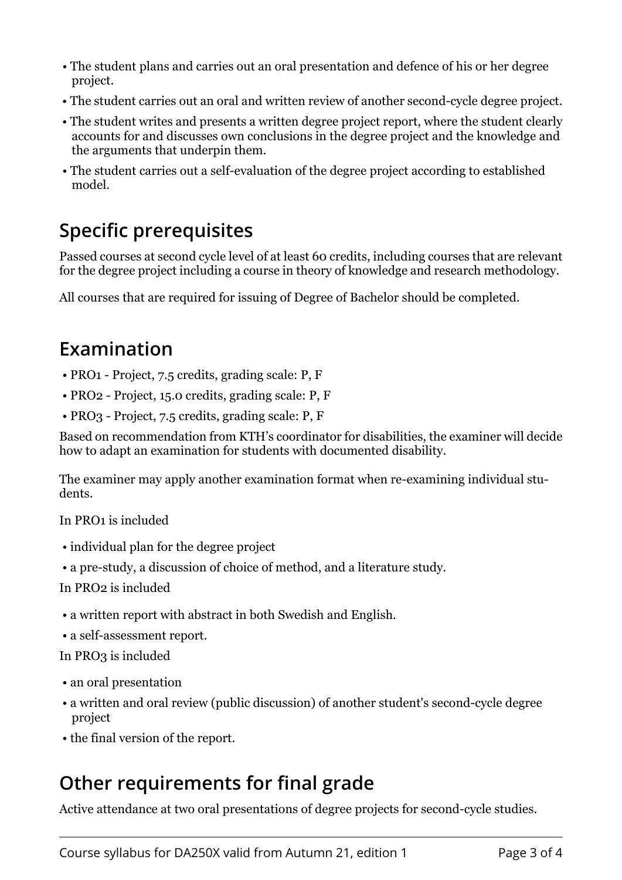- The student plans and carries out an oral presentation and defence of his or her degree project.
- The student carries out an oral and written review of another second-cycle degree project.
- The student writes and presents a written degree project report, where the student clearly accounts for and discusses own conclusions in the degree project and the knowledge and the arguments that underpin them.
- The student carries out a self-evaluation of the degree project according to established model.

## Specific prerequisites

Passed courses at second cycle level of at least 60 credits, including courses that are relevant for the degree project including a course in theory of knowledge and research methodology.

All courses that are required for issuing of Degree of Bachelor should be completed.

## Examination

- PRO1 - Project, 7.5 credits, grading scale: P, F
- PRO2 - Project, 15.0 credits, grading scale: P, F
- PRO3 - Project, 7.5 credits, grading scale: P, F

Based on recommendation from KTH's coordinator for disabilities, the examiner will decide how to adapt an examination for students with documented disability.

The examiner may apply another examination format when re-examining individual students.

In PRO1 is included

- individual plan for the degree project
- a pre-study, a discussion of choice of method, and a literature study.

In PRO2 is included

- a written report with abstract in both Swedish and English.
- a self-assessment report.

In PRO3 is included

- an oral presentation
- a written and oral review (public discussion) of another student's second-cycle degree project
- the final version of the report.

## Other requirements for final grade

Active attendance at two oral presentations of degree projects for second-cycle studies.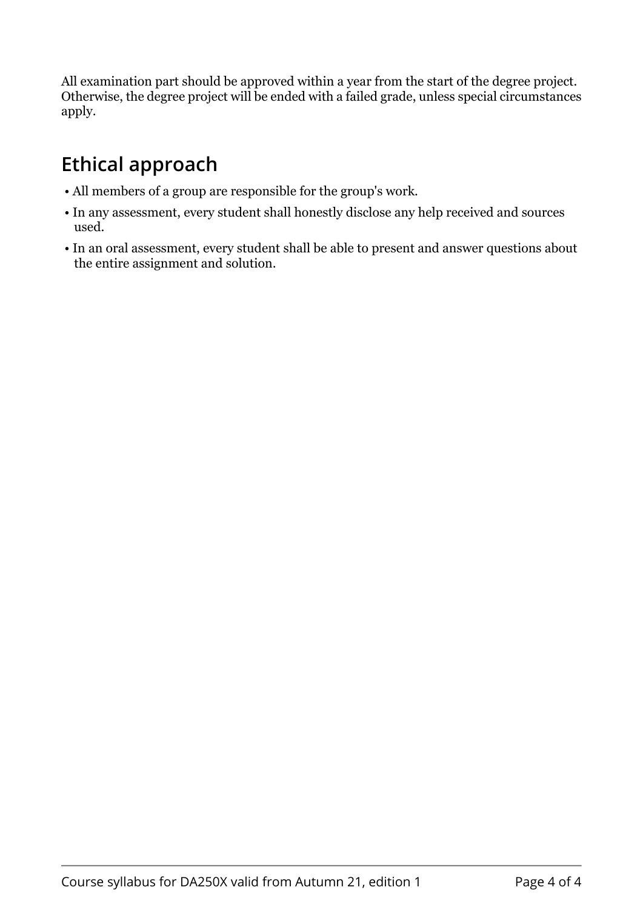All examination part should be approved within a year from the start of the degree project. Otherwise, the degree project will be ended with a failed grade, unless special circumstances apply.

## Ethical approach

- All members of a group are responsible for the group's work.
- In any assessment, every student shall honestly disclose any help received and sources used.
- In an oral assessment, every student shall be able to present and answer questions about the entire assignment and solution.